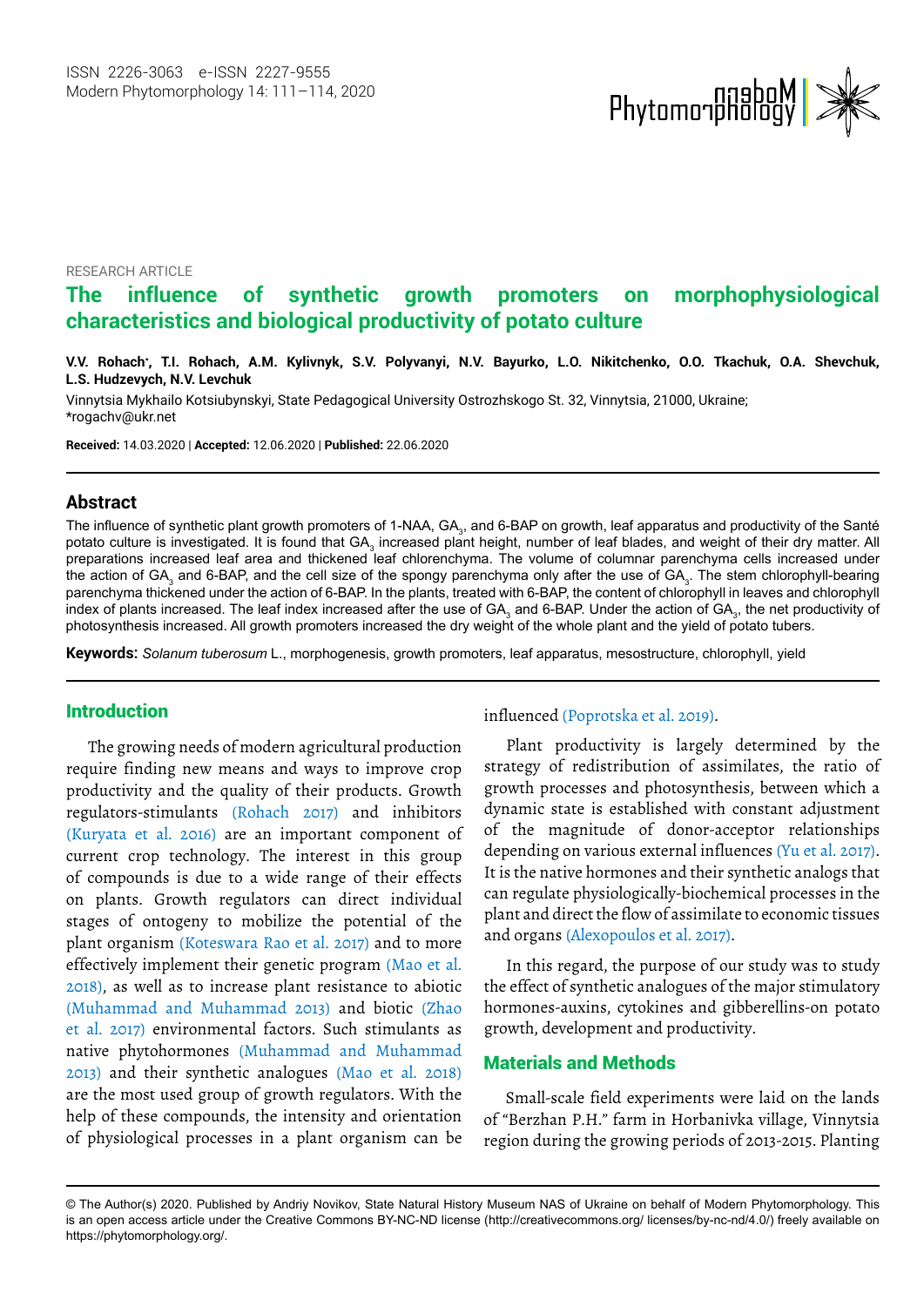RESEARCH ARTICLE

# The influence of synthetic growth promoters on morphophysiological characteristics and biological productivity of potato culture

**V.V. Rohach\*, T.I. Rohach, A.M. Kylivnyk, S.V. Polyvanyi, N.V. Bayurko, L.O. Nikitchenko, O.O. Tkachuk, O.A. Shevchuk, L.S. Hudzevych, N.V. Levchuk**

Vinnytsia Mykhailo Kotsiubynskyi, State Pedagogical University Ostrozhskogo St. 32, Vinnytsia, 21000, Ukraine; \*rogachv@ukr.net

**Received:** 14.03.2020 | **Accepted:** 12.06.2020 | **Published:** 22.06.2020

## Abstract

The influence of synthetic plant growth promoters of 1-NAA, $GA_3$, and 6-BAP on growth, leaf apparatus and productivity of the Santé potato culture is investigated. It is found that $GA_3$ increased plant height, number of leaf blades, and weight of their dry matter. All preparations increased leaf area and thickened leaf chlorenchyma. The volume of columnar parenchyma cells increased under the action of $GA_3$ and 6-BAP, and the cell size of the spongy parenchyma only after the use of $GA_3$. The stem chlorophyll-bearing parenchyma thickened under the action of 6-BAP. In the plants, treated with 6-BAP, the content of chlorophyll in leaves and chlorophyll index of plants increased. The leaf index increased after the use of $GA_3$ and 6-BAP. Under the action of $GA_3$, the net productivity of photosynthesis increased. All growth promoters increased the dry weight of the whole plant and the yield of potato tubers.

**Keywords:** *Solanum tuberosum* L., morphogenesis, growth promoters, leaf apparatus, mesostructure, chlorophyll, yield

## Introduction

The growing needs of modern agricultural production require finding new means and ways to improve crop productivity and the quality of their products. Growth regulators-stimulants (Rohach 2017) and inhibitors (Kuryata et al. 2016) are an important component of current crop technology. The interest in this group of compounds is due to a wide range of their effects on plants. Growth regulators can direct individual stages of ontogeny to mobilize the potential of the plant organism (Koteswara Rao et al. 2017) and to more effectively implement their genetic program (Mao et al. 2018), as well as to increase plant resistance to abiotic (Muhammad and Muhammad 2013) and biotic (Zhao et al. 2017) environmental factors. Such stimulants as native phytohormones (Muhammad and Muhammad 2013) and their synthetic analogues (Mao et al. 2018) are the most used group of growth regulators. With the help of these compounds, the intensity and orientation of physiological processes in a plant organism can be influenced (Poprotska et al. 2019).

Plant productivity is largely determined by the strategy of redistribution of assimilates, the ratio of growth processes and photosynthesis, between which a dynamic state is established with constant adjustment of the magnitude of donor-acceptor relationships depending on various external influences (Yu et al. 2017). It is the native hormones and their synthetic analogs that can regulate physiologically-biochemical processes in the plant and direct the flow of assimilate to economic tissues and organs (Alexopoulos et al. 2017).

In this regard, the purpose of our study was to study the effect of synthetic analogues of the major stimulatory hormones-auxins, cytokines and gibberellins-on potato growth, development and productivity.

## Materials and Methods

Small-scale field experiments were laid on the lands of "Berzhan P.H." farm in Horbanivka village, Vinnytsia region during the growing periods of 2013-2015. Planting

© The Author(s) 2020. Published by Andriy Novikov, State Natural History Museum NAS of Ukraine on behalf of Modern Phytomorphology. This is an open access article under the Creative Commons BY-NC-ND license (http://creativecommons.org/ licenses/by-nc-nd/4.0/) freely available on https://phytomorphology.org/.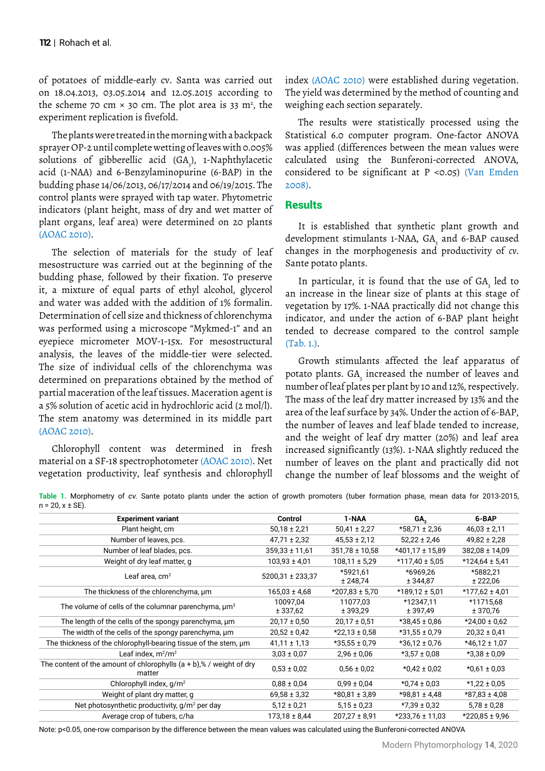of potatoes of middle-early cv. Santa was carried out on 18.04.2013, 03.05.2014 and 12.05.2015 according to the scheme 70 cm × 30 cm. The plot area is 33 m², the experiment replication is fivefold.

The plants were treated in the morning with a backpack sprayer OP-2 until complete wetting of leaves with 0.005% solutions of gibberellic acid ($GA_3$), 1-Naphthylacetic acid (1-NAA) and 6-Benzylaminopurine (6-BAP) in the budding phase 14/06/2013, 06/17/2014 and 06/19/2015. The control plants were sprayed with tap water. Phytometric indicators (plant height, mass of dry and wet matter of plant organs, leaf area) were determined on 20 plants (AOAC 2010).

The selection of materials for the study of leaf mesostructure was carried out at the beginning of the budding phase, followed by their fixation. To preserve it, a mixture of equal parts of ethyl alcohol, glycerol and water was added with the addition of 1% formalin. Determination of cell size and thickness of chlorenchyma was performed using a microscope "Mykmed-1" and an eyepiece micrometer MOV-1-15x. For mesostructural analysis, the leaves of the middle-tier were selected. The size of individual cells of the chlorenchyma was determined on preparations obtained by the method of partial maceration of the leaf tissues. Maceration agent is a 5% solution of acetic acid in hydrochloric acid (2 mol/l). The stem anatomy was determined in its middle part (AOAC 2010).

Chlorophyll content was determined in fresh material on a SF-18 spectrophotometer (AOAC 2010). Net vegetation productivity, leaf synthesis and chlorophyll index (AOAC 2010) were established during vegetation. The yield was determined by the method of counting and weighing each section separately.

The results were statistically processed using the Statistical 6.0 computer program. One-factor ANOVA was applied (differences between the mean values were calculated using the Bunferoni-corrected ANOVA, considered to be significant at $P < 0.05$) (Van Emden 2008).

## Results

It is established that synthetic plant growth and development stimulants 1-NAA, $GA_3$ and 6-BAP caused changes in the morphogenesis and productivity of *cv.* Sante potato plants.

In particular, it is found that the use of $GA_3$ led to an increase in the linear size of plants at this stage of vegetation by 17%. 1-NAA practically did not change this indicator, and under the action of 6-BAP plant height tended to decrease compared to the control sample (Tab. 1.).

Growth stimulants affected the leaf apparatus of potato plants. $GA_3$ increased the number of leaves and number of leaf plates per plant by 10 and 12%, respectively. The mass of the leaf dry matter increased by 13% and the area of the leaf surface by 34%. Under the action of 6-BAP, the number of leaves and leaf blade tended to increase, and the weight of leaf dry matter (20%) and leaf area increased significantly (13%). 1-NAA slightly reduced the number of leaves on the plant and practically did not change the number of leaf blossoms and the weight of

**Table 1.** Morphometry of *cv.* Sante potato plants under the action of growth promoters (tuber formation phase, mean data for 2013-2015, n = 20, x ± SE).

| Experiment variant | Control | 1-NAA | $GA_3$ | 6-BAP |
|---|---|---|---|---|
| Plant height, cm | 50,18 ± 2,21 | 50,41 ± 2,27 | *58,71 ± 2,36 | 46,03 ± 2,11 |
| Number of leaves, pcs. | 47,71 ± 2,32 | 45,53 ± 2,12 | 52,22 ± 2,46 | 49,82 ± 2,28 |
| Number of leaf blades, pcs. | 359,33 ± 11,61 | 351,78 ± 10,58 | *401,17 ± 15,89 | 382,08 ± 14,09 |
| Weight of dry leaf matter, g | 103,93 ± 4,01 | 108,11 ± 5,29 | *117,40 ± 5,05 | *124,64 ± 5,41 |
| Leaf area, cm² | 5200,31 ± 233,37 | *5921,61 ± 248,74 | *6969,26 ± 344,87 | *5882,21 ± 222,06 |
| The thickness of the chlorenchyma, µm | 165,03 ± 4,68 | *207,83 ± 5,70 | *189,12 ± 5,01 | *177,62 ± 4,01 |
| The volume of cells of the columnar parenchyma, µm³ | 10097,04 ± 337,62 | 11077,03 ± 393,29 | *12347,11 ± 397,49 | *11715,68 ± 370,76 |
| The length of the cells of the spongy parenchyma, µm | 20,17 ± 0,50 | 20,17 ± 0,51 | *38,45 ± 0,86 | *24,00 ± 0,62 |
| The width of the cells of the spongy parenchyma, µm | 20,52 ± 0,42 | *22,13 ± 0,58 | *31,55 ± 0,79 | 20,32 ± 0,41 |
| The thickness of the chlorophyll-bearing tissue of the stem, µm | 41,11 ± 1,13 | *35,55 ± 0,79 | *36,12 ± 0,76 | *46,12 ± 1,07 |
| Leaf index, m²/m² | 3,03 ± 0,07 | 2,96 ± 0,06 | *3,57 ± 0,08 | *3,38 ± 0,09 |
| The content of the amount of chlorophylls (a + b),% / weight of dry matter | 0,53 ± 0,02 | 0,56 ± 0,02 | *0,42 ± 0,02 | *0,61 ± 0,03 |
| Chlorophyll index, g/m² | 0,88 ± 0,04 | 0,99 ± 0,04 | *0,74 ± 0,03 | *1,22 ± 0,05 |
| Weight of plant dry matter, g | 69,58 ± 3,32 | *80,81 ± 3,89 | *98,81 ± 4,48 | *87,83 ± 4,08 |
| Net photosynthetic productivity, g/m² per day | 5,12 ± 0,21 | 5,15 ± 0,23 | *7,39 ± 0,32 | 5,78 ± 0,28 |
| Average crop of tubers, c/ha | 173,18 ± 8,44 | 207,27 ± 8,91 | *233,76 ± 11,03 | *220,85 ± 9,96 |

Note: p<0.05, one-row comparison by the difference between the mean values was calculated using the Bunferoni-corrected ANOVA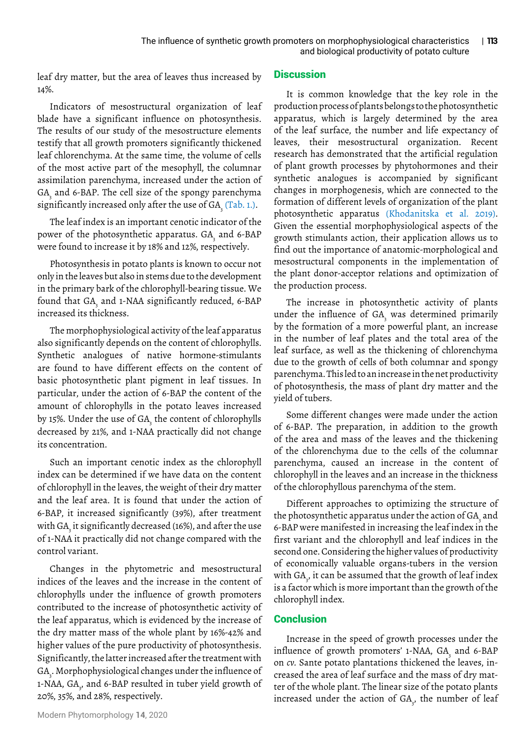leaf dry matter, but the area of leaves thus increased by 14%.

Indicators of mesostructural organization of leaf blade have a significant influence on photosynthesis. The results of our study of the mesostructure elements testify that all growth promoters significantly thickened leaf chlorenchyma. At the same time, the volume of cells of the most active part of the mesophyll, the columnar assimilation parenchyma, increased under the action of $GA_3$ and 6-BAP. The cell size of the spongy parenchyma significantly increased only after the use of $GA_3$ (Tab. 1.).

The leaf index is an important cenotic indicator of the power of the photosynthetic apparatus. $GA_3$ and 6-BAP were found to increase it by 18% and 12%, respectively.

Photosynthesis in potato plants is known to occur not only in the leaves but also in stems due to the development in the primary bark of the chlorophyll-bearing tissue. We found that $GA_3$ and 1-NAA significantly reduced, 6-BAP increased its thickness.

The morphophysiological activity of the leaf apparatus also significantly depends on the content of chlorophylls. Synthetic analogues of native hormone-stimulants are found to have different effects on the content of basic photosynthetic plant pigment in leaf tissues. In particular, under the action of 6-BAP the content of the amount of chlorophylls in the potato leaves increased by 15%. Under the use of $GA_3$ the content of chlorophylls decreased by 21%, and 1-NAA practically did not change its concentration.

Such an important cenotic index as the chlorophyll index can be determined if we have data on the content of chlorophyll in the leaves, the weight of their dry matter and the leaf area. It is found that under the action of 6-BAP, it increased significantly (39%), after treatment with $GA_3$ it significantly decreased (16%), and after the use of 1-NAA it practically did not change compared with the control variant.

Changes in the phytometric and mesostructural indices of the leaves and the increase in the content of chlorophylls under the influence of growth promoters contributed to the increase of photosynthetic activity of the leaf apparatus, which is evidenced by the increase of the dry matter mass of the whole plant by 16%-42% and higher values of the pure productivity of photosynthesis. Significantly, the latter increased after the treatment with $GA_3$. Morphophysiological changes under the influence of 1-NAA, $GA_3$, and 6-BAP resulted in tuber yield growth of 20%, 35%, and 28%, respectively.

## Discussion

It is common knowledge that the key role in the production process of plants belongs to the photosynthetic apparatus, which is largely determined by the area of the leaf surface, the number and life expectancy of leaves, their mesostructural organization. Recent research has demonstrated that the artificial regulation of plant growth processes by phytohormones and their synthetic analogues is accompanied by significant changes in morphogenesis, which are connected to the formation of different levels of organization of the plant photosynthetic apparatus (Khodanitska et al. 2019). Given the essential morphophysiological aspects of the growth stimulants action, their application allows us to find out the importance of anatomic-morphological and mesostructural components in the implementation of the plant donor-acceptor relations and optimization of the production process.

The increase in photosynthetic activity of plants under the influence of $GA_3$ was determined primarily by the formation of a more powerful plant, an increase in the number of leaf plates and the total area of the leaf surface, as well as the thickening of chlorenchyma due to the growth of cells of both columnar and spongy parenchyma. This led to an increase in the net productivity of photosynthesis, the mass of plant dry matter and the yield of tubers.

Some different changes were made under the action of 6-BAP. The preparation, in addition to the growth of the area and mass of the leaves and the thickening of the chlorenchyma due to the cells of the columnar parenchyma, caused an increase in the content of chlorophyll in the leaves and an increase in the thickness of the chlorophyllous parenchyma of the stem.

Different approaches to optimizing the structure of the photosynthetic apparatus under the action of $GA_3$ and 6-BAP were manifested in increasing the leaf index in the first variant and the chlorophyll and leaf indices in the second one. Considering the higher values of productivity of economically valuable organs-tubers in the version with $GA_3$, it can be assumed that the growth of leaf index is a factor which is more important than the growth of the chlorophyll index.

## Conclusion

Increase in the speed of growth processes under the influence of growth promoters' 1-NAA, $GA_3$ and 6-BAP on *cv.* Sante potato plantations thickened the leaves, increased the area of leaf surface and the mass of dry matter of the whole plant. The linear size of the potato plants increased under the action of $GA_3$, the number of leaf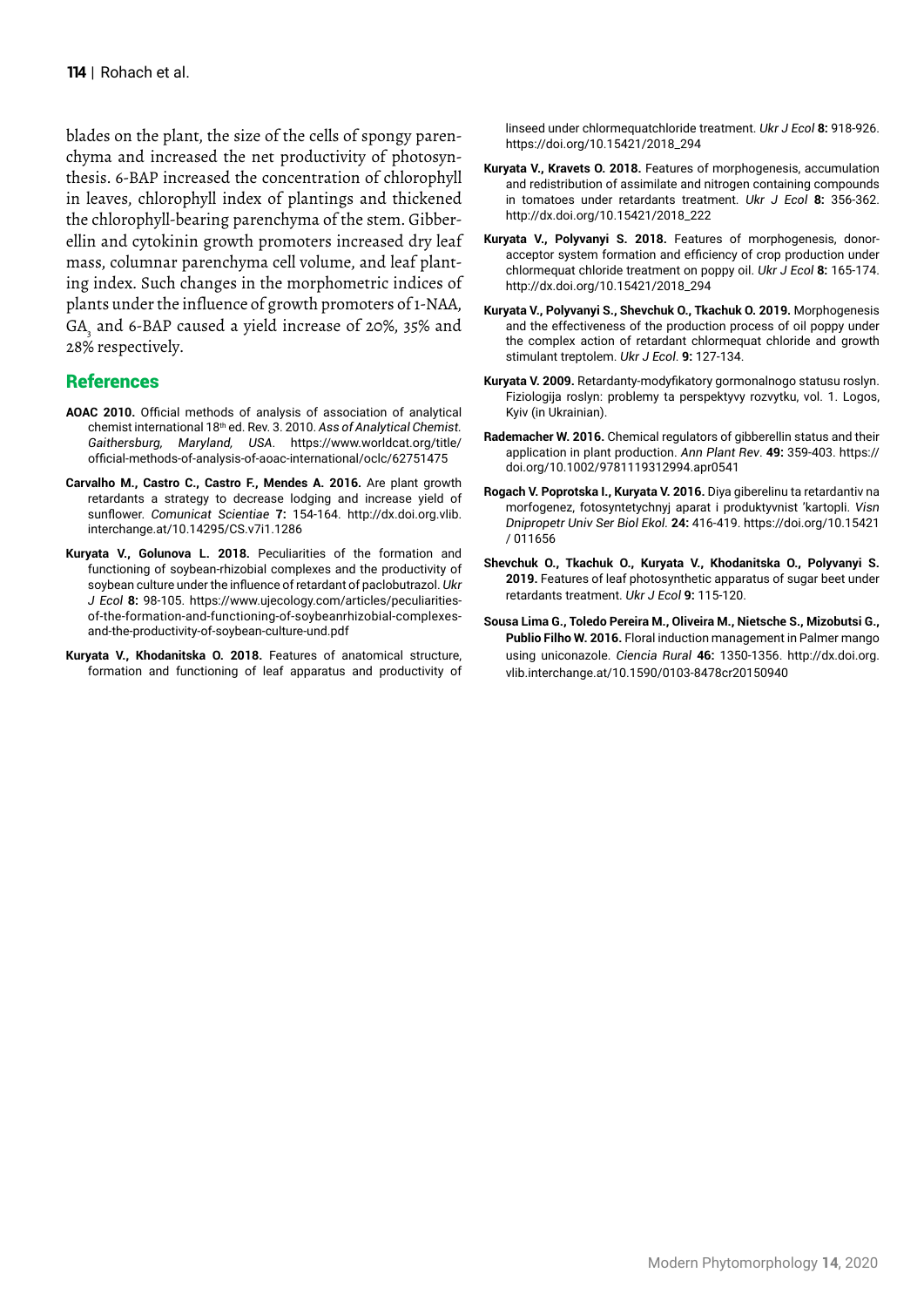blades on the plant, the size of the cells of spongy parenchyma and increased the net productivity of photosynthesis. 6-BAP increased the concentration of chlorophyll in leaves, chlorophyll index of plantings and thickened the chlorophyll-bearing parenchyma of the stem. Gibberellin and cytokinin growth promoters increased dry leaf mass, columnar parenchyma cell volume, and leaf planting index. Such changes in the morphometric indices of plants under the influence of growth promoters of 1-NAA, $GA_3$ and 6-BAP caused a yield increase of 20%, 35% and 28% respectively.

## References

**AOAC 2010.** Official methods of analysis of association of analytical chemist international 18th ed. Rev. 3. 2010. *Ass of Analytical Chemist. Gaithersburg, Maryland, USA*. https://www.worldcat.org/title/official-methods-of-analysis-of-aoac-international/oclc/62751475

**Carvalho M., Castro C., Castro F., Mendes A. 2016.** Are plant growth retardants a strategy to decrease lodging and increase yield of sunflower. *Comunicat Scientiae* **7:** 154-164. http://dx.doi.org.vlib.interchange.at/10.14295/CS.v7i1.1286

**Kuryata V., Golunova L. 2018.** Peculiarities of the formation and functioning of soybean-rhizobial complexes and the productivity of soybean culture under the influence of retardant of paclobutrazol. *Ukr J Ecol* **8:** 98-105. https://www.ujecology.com/articles/peculiarities-of-the-formation-and-functioning-of-soybeanrhizobial-complexes-and-the-productivity-of-soybean-culture-und.pdf

**Kuryata V., Khodanitska O. 2018.** Features of anatomical structure, formation and functioning of leaf apparatus and productivity of linseed under chlormequatchloride treatment. *Ukr J Ecol* **8:** 918-926. https://doi.org/10.15421/2018_294

**Kuryata V., Kravets O. 2018.** Features of morphogenesis, accumulation and redistribution of assimilate and nitrogen containing compounds in tomatoes under retardants treatment. *Ukr J Ecol* **8:** 356-362. http://dx.doi.org/10.15421/2018_222

**Kuryata V., Polyvanyi S. 2018.** Features of morphogenesis, donor-acceptor system formation and efficiency of crop production under chlormequat chloride treatment on poppy oil. *Ukr J Ecol* **8:** 165-174. http://dx.doi.org/10.15421/2018_294

**Kuryata V., Polyvanyi S., Shevchuk O., Tkachuk O. 2019.** Morphogenesis and the effectiveness of the production process of oil poppy under the complex action of retardant chlormequat chloride and growth stimulant treptolem. *Ukr J Ecol*. **9:** 127-134.

**Kuryata V. 2009.** Retardanty-modyfikatory gormonalnogo statusu roslyn. Fiziologija roslyn: problemy ta perspektyvy rozvytku, vol. 1. Logos, Kyiv (in Ukrainian).

**Rademacher W. 2016.** Chemical regulators of gibberellin status and their application in plant production. *Ann Plant Rev*. **49:** 359-403. https://doi.org/10.1002/9781119312994.apr0541

**Rogach V. Poprotska I., Kuryata V. 2016.** Diya giberelinu ta retardantiv na morfogenez, fotosyntetychnyj aparat i produktyvnist 'kartopli. *Visn Dnipropetr Univ Ser Biol Ekol.* **24:** 416-419. https://doi.org/10.15421 / 011656

**Shevchuk O., Tkachuk O., Kuryata V., Khodanitska O., Polyvanyi S. 2019.** Features of leaf photosynthetic apparatus of sugar beet under retardants treatment. *Ukr J Ecol* **9:** 115-120.

**Sousa Lima G., Toledo Pereira M., Oliveira M., Nietsche S., Mizobutsi G., Publio Filho W. 2016.** Floral induction management in Palmer mango using uniconazole. *Ciencia Rural* **46:** 1350-1356. http://dx.doi.org.vlib.interchange.at/10.1590/0103-8478cr20150940